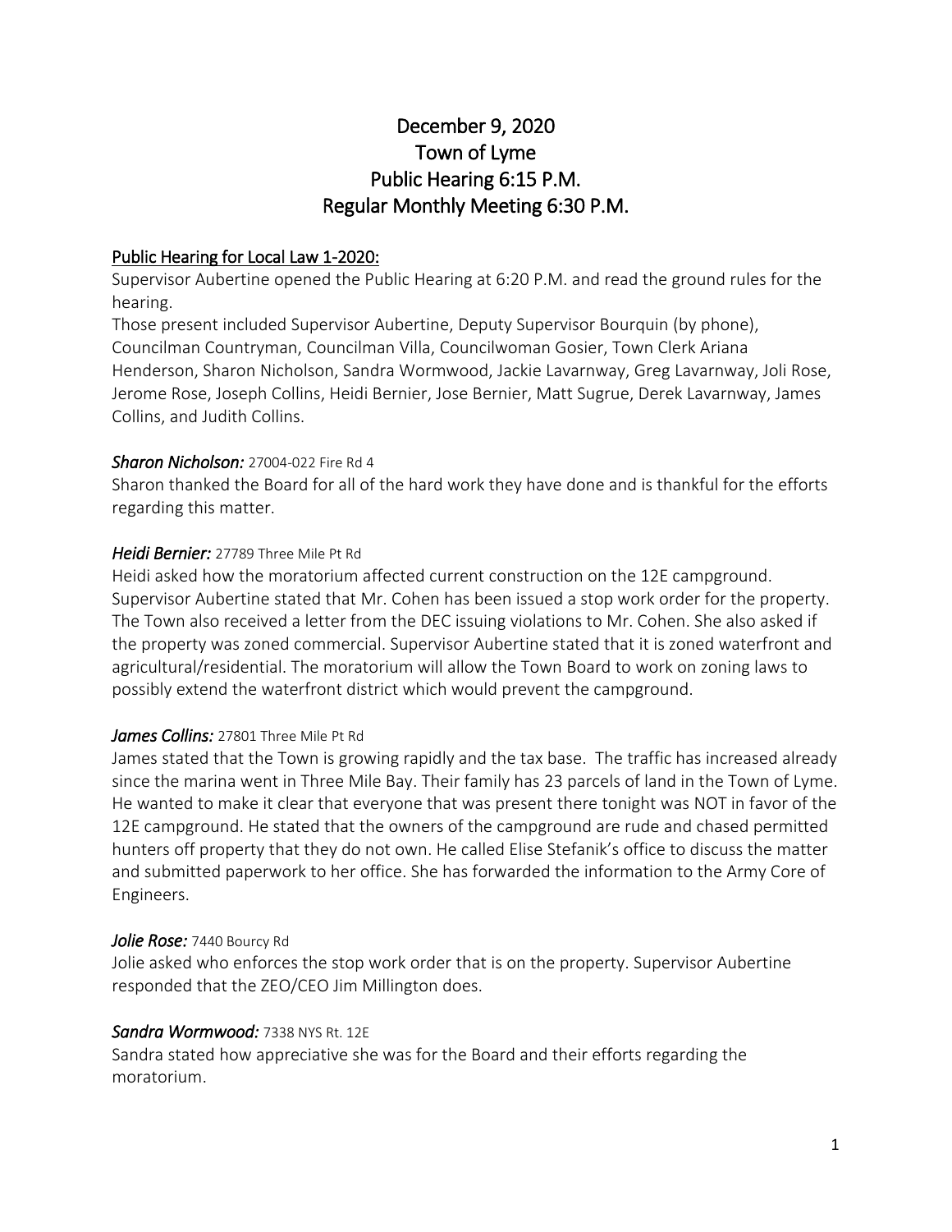# December 9, 2020
# Town of Lyme
# Public Hearing 6:15 P.M.
# Regular Monthly Meeting 6:30 P.M.

## Public Hearing for Local Law 1-2020:

Supervisor Aubertine opened the Public Hearing at 6:20 P.M. and read the ground rules for the hearing.

Those present included Supervisor Aubertine, Deputy Supervisor Bourquin (by phone), Councilman Countryman, Councilman Villa, Councilwoman Gosier, Town Clerk Ariana Henderson, Sharon Nicholson, Sandra Wormwood, Jackie Lavarnway, Greg Lavarnway, Joli Rose, Jerome Rose, Joseph Collins, Heidi Bernier, Jose Bernier, Matt Sugrue, Derek Lavarnway, James Collins, and Judith Collins.

***Sharon Nicholson:*** 27004-022 Fire Rd 4

Sharon thanked the Board for all of the hard work they have done and is thankful for the efforts regarding this matter.

***Heidi Bernier:*** 27789 Three Mile Pt Rd

Heidi asked how the moratorium affected current construction on the 12E campground. Supervisor Aubertine stated that Mr. Cohen has been issued a stop work order for the property. The Town also received a letter from the DEC issuing violations to Mr. Cohen. She also asked if the property was zoned commercial. Supervisor Aubertine stated that it is zoned waterfront and agricultural/residential. The moratorium will allow the Town Board to work on zoning laws to possibly extend the waterfront district which would prevent the campground.

***James Collins:*** 27801 Three Mile Pt Rd

James stated that the Town is growing rapidly and the tax base. The traffic has increased already since the marina went in Three Mile Bay. Their family has 23 parcels of land in the Town of Lyme. He wanted to make it clear that everyone that was present there tonight was NOT in favor of the 12E campground. He stated that the owners of the campground are rude and chased permitted hunters off property that they do not own. He called Elise Stefanik's office to discuss the matter and submitted paperwork to her office. She has forwarded the information to the Army Core of Engineers.

***Jolie Rose:*** 7440 Bourcy Rd

Jolie asked who enforces the stop work order that is on the property. Supervisor Aubertine responded that the ZEO/CEO Jim Millington does.

***Sandra Wormwood:*** 7338 NYS Rt. 12E

Sandra stated how appreciative she was for the Board and their efforts regarding the moratorium.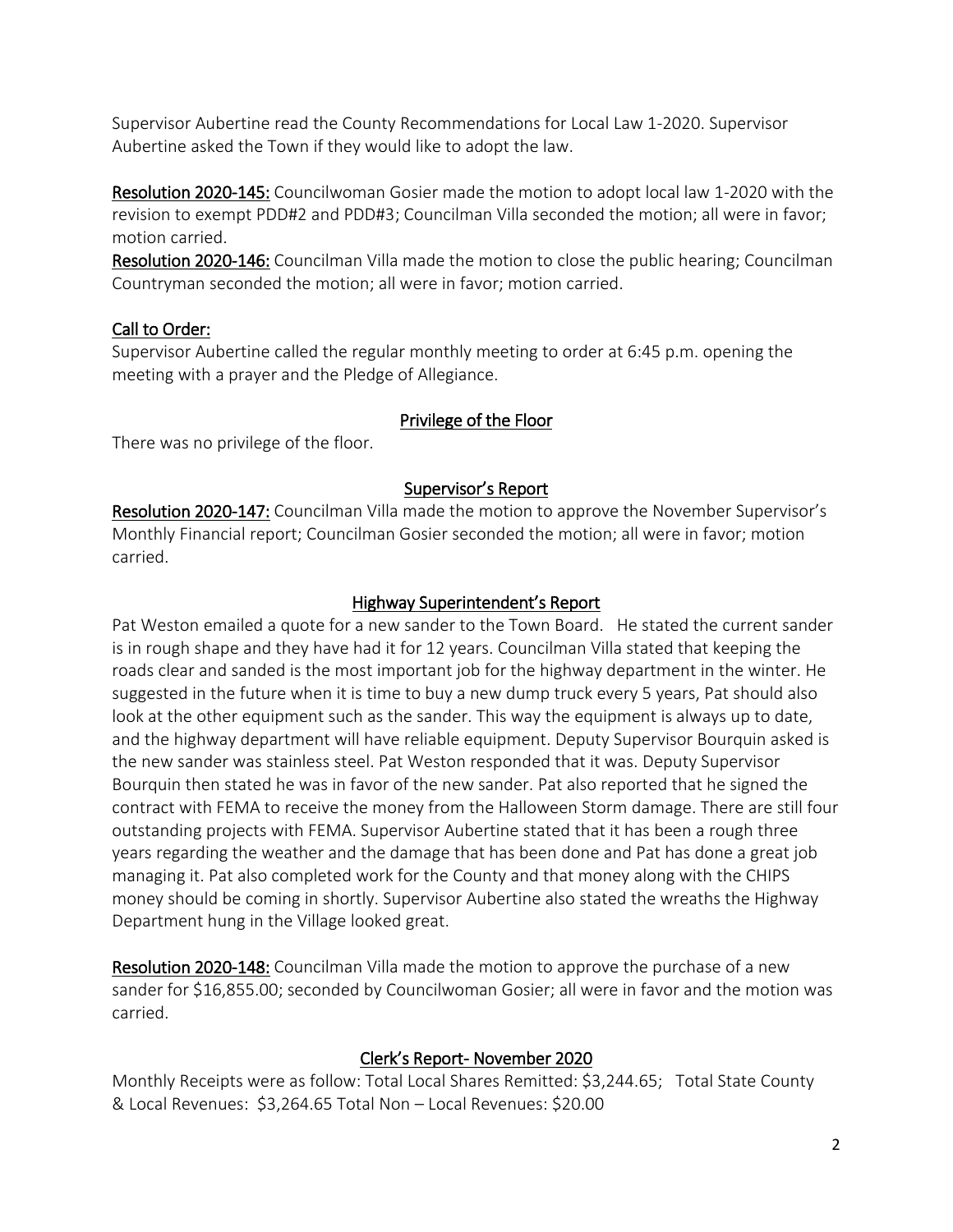Supervisor Aubertine read the County Recommendations for Local Law 1-2020. Supervisor Aubertine asked the Town if they would like to adopt the law.

**Resolution 2020-145:** Councilwoman Gosier made the motion to adopt local law 1-2020 with the revision to exempt PDD#2 and PDD#3; Councilman Villa seconded the motion; all were in favor; motion carried.

**Resolution 2020-146:** Councilman Villa made the motion to close the public hearing; Councilman Countryman seconded the motion; all were in favor; motion carried.

## Call to Order:

Supervisor Aubertine called the regular monthly meeting to order at 6:45 p.m. opening the meeting with a prayer and the Pledge of Allegiance.

## Privilege of the Floor

There was no privilege of the floor.

## Supervisor's Report

**Resolution 2020-147:** Councilman Villa made the motion to approve the November Supervisor's Monthly Financial report; Councilman Gosier seconded the motion; all were in favor; motion carried.

## Highway Superintendent's Report

Pat Weston emailed a quote for a new sander to the Town Board. He stated the current sander is in rough shape and they have had it for 12 years. Councilman Villa stated that keeping the roads clear and sanded is the most important job for the highway department in the winter. He suggested in the future when it is time to buy a new dump truck every 5 years, Pat should also look at the other equipment such as the sander. This way the equipment is always up to date, and the highway department will have reliable equipment. Deputy Supervisor Bourquin asked is the new sander was stainless steel. Pat Weston responded that it was. Deputy Supervisor Bourquin then stated he was in favor of the new sander. Pat also reported that he signed the contract with FEMA to receive the money from the Halloween Storm damage. There are still four outstanding projects with FEMA. Supervisor Aubertine stated that it has been a rough three years regarding the weather and the damage that has been done and Pat has done a great job managing it. Pat also completed work for the County and that money along with the CHIPS money should be coming in shortly. Supervisor Aubertine also stated the wreaths the Highway Department hung in the Village looked great.

**Resolution 2020-148:** Councilman Villa made the motion to approve the purchase of a new sander for $16,855.00; seconded by Councilwoman Gosier; all were in favor and the motion was carried.

## Clerk's Report- November 2020

Monthly Receipts were as follow: Total Local Shares Remitted: $3,244.65; Total State County & Local Revenues: $3,264.65 Total Non – Local Revenues: $20.00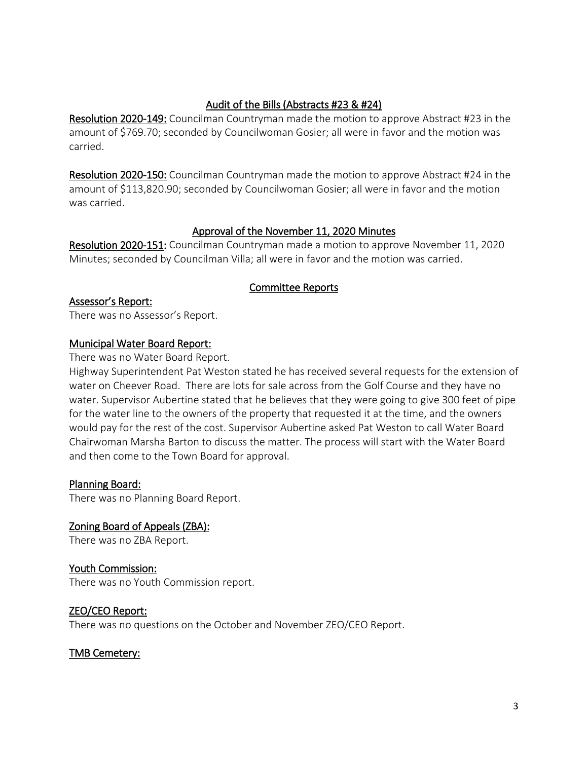## Audit of the Bills (Abstracts #23 & #24)

**Resolution 2020-149:** Councilman Countryman made the motion to approve Abstract #23 in the amount of $769.70; seconded by Councilwoman Gosier; all were in favor and the motion was carried.

**Resolution 2020-150:** Councilman Countryman made the motion to approve Abstract #24 in the amount of $113,820.90; seconded by Councilwoman Gosier; all were in favor and the motion was carried.

## Approval of the November 11, 2020 Minutes

**Resolution 2020-151:** Councilman Countryman made a motion to approve November 11, 2020 Minutes; seconded by Councilman Villa; all were in favor and the motion was carried.

## Committee Reports

### Assessor's Report:

There was no Assessor's Report.

### Municipal Water Board Report:

There was no Water Board Report.

Highway Superintendent Pat Weston stated he has received several requests for the extension of water on Cheever Road. There are lots for sale across from the Golf Course and they have no water. Supervisor Aubertine stated that he believes that they were going to give 300 feet of pipe for the water line to the owners of the property that requested it at the time, and the owners would pay for the rest of the cost. Supervisor Aubertine asked Pat Weston to call Water Board Chairwoman Marsha Barton to discuss the matter. The process will start with the Water Board and then come to the Town Board for approval.

### Planning Board:

There was no Planning Board Report.

### Zoning Board of Appeals (ZBA):

There was no ZBA Report.

### Youth Commission:

There was no Youth Commission report.

### ZEO/CEO Report:

There was no questions on the October and November ZEO/CEO Report.

### TMB Cemetery: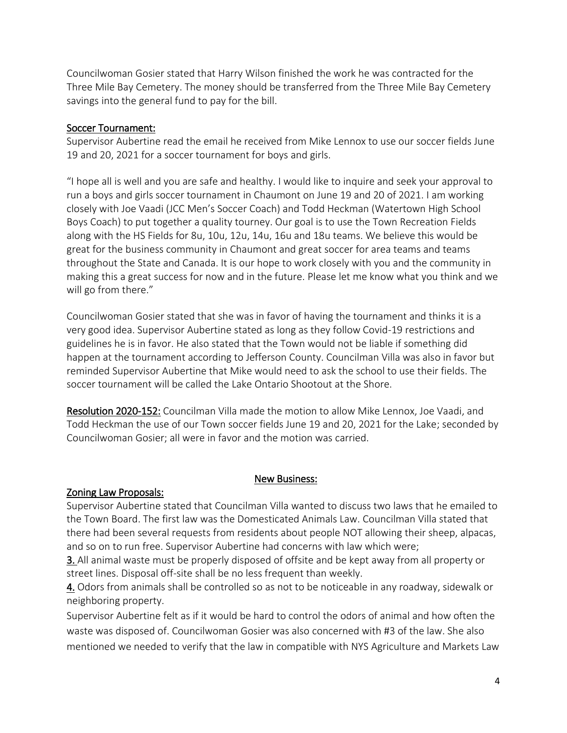Councilwoman Gosier stated that Harry Wilson finished the work he was contracted for the Three Mile Bay Cemetery. The money should be transferred from the Three Mile Bay Cemetery savings into the general fund to pay for the bill.

__Soccer Tournament:__

Supervisor Aubertine read the email he received from Mike Lennox to use our soccer fields June 19 and 20, 2021 for a soccer tournament for boys and girls.

"I hope all is well and you are safe and healthy. I would like to inquire and seek your approval to run a boys and girls soccer tournament in Chaumont on June 19 and 20 of 2021. I am working closely with Joe Vaadi (JCC Men's Soccer Coach) and Todd Heckman (Watertown High School Boys Coach) to put together a quality tourney. Our goal is to use the Town Recreation Fields along with the HS Fields for 8u, 10u, 12u, 14u, 16u and 18u teams. We believe this would be great for the business community in Chaumont and great soccer for area teams and teams throughout the State and Canada. It is our hope to work closely with you and the community in making this a great success for now and in the future. Please let me know what you think and we will go from there."

Councilwoman Gosier stated that she was in favor of having the tournament and thinks it is a very good idea. Supervisor Aubertine stated as long as they follow Covid-19 restrictions and guidelines he is in favor. He also stated that the Town would not be liable if something did happen at the tournament according to Jefferson County. Councilman Villa was also in favor but reminded Supervisor Aubertine that Mike would need to ask the school to use their fields. The soccer tournament will be called the Lake Ontario Shootout at the Shore.

__Resolution 2020-152:__ Councilman Villa made the motion to allow Mike Lennox, Joe Vaadi, and Todd Heckman the use of our Town soccer fields June 19 and 20, 2021 for the Lake; seconded by Councilwoman Gosier; all were in favor and the motion was carried.

__New Business:__

__Zoning Law Proposals:__

Supervisor Aubertine stated that Councilman Villa wanted to discuss two laws that he emailed to the Town Board. The first law was the Domesticated Animals Law. Councilman Villa stated that there had been several requests from residents about people NOT allowing their sheep, alpacas, and so on to run free. Supervisor Aubertine had concerns with law which were;

__3.__ All animal waste must be properly disposed of offsite and be kept away from all property or street lines. Disposal off-site shall be no less frequent than weekly.

__4.__ Odors from animals shall be controlled so as not to be noticeable in any roadway, sidewalk or neighboring property.

Supervisor Aubertine felt as if it would be hard to control the odors of animal and how often the waste was disposed of. Councilwoman Gosier was also concerned with #3 of the law. She also mentioned we needed to verify that the law in compatible with NYS Agriculture and Markets Law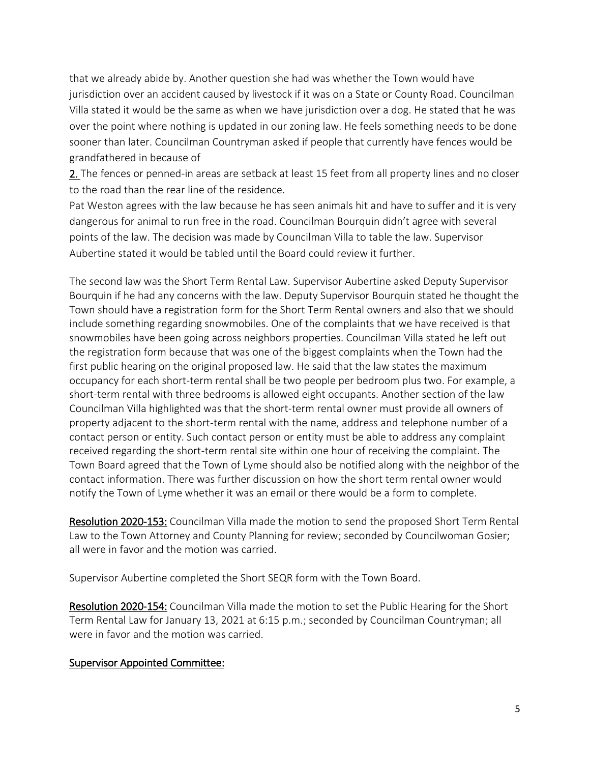that we already abide by. Another question she had was whether the Town would have jurisdiction over an accident caused by livestock if it was on a State or County Road. Councilman Villa stated it would be the same as when we have jurisdiction over a dog. He stated that he was over the point where nothing is updated in our zoning law. He feels something needs to be done sooner than later. Councilman Countryman asked if people that currently have fences would be grandfathered in because of

2. The fences or penned-in areas are setback at least 15 feet from all property lines and no closer to the road than the rear line of the residence.

Pat Weston agrees with the law because he has seen animals hit and have to suffer and it is very dangerous for animal to run free in the road. Councilman Bourquin didn't agree with several points of the law. The decision was made by Councilman Villa to table the law. Supervisor Aubertine stated it would be tabled until the Board could review it further.

The second law was the Short Term Rental Law. Supervisor Aubertine asked Deputy Supervisor Bourquin if he had any concerns with the law. Deputy Supervisor Bourquin stated he thought the Town should have a registration form for the Short Term Rental owners and also that we should include something regarding snowmobiles. One of the complaints that we have received is that snowmobiles have been going across neighbors properties. Councilman Villa stated he left out the registration form because that was one of the biggest complaints when the Town had the first public hearing on the original proposed law. He said that the law states the maximum occupancy for each short-term rental shall be two people per bedroom plus two. For example, a short-term rental with three bedrooms is allowed eight occupants. Another section of the law Councilman Villa highlighted was that the short-term rental owner must provide all owners of property adjacent to the short-term rental with the name, address and telephone number of a contact person or entity. Such contact person or entity must be able to address any complaint received regarding the short-term rental site within one hour of receiving the complaint. The Town Board agreed that the Town of Lyme should also be notified along with the neighbor of the contact information. There was further discussion on how the short term rental owner would notify the Town of Lyme whether it was an email or there would be a form to complete.

**Resolution 2020-153:** Councilman Villa made the motion to send the proposed Short Term Rental Law to the Town Attorney and County Planning for review; seconded by Councilwoman Gosier; all were in favor and the motion was carried.

Supervisor Aubertine completed the Short SEQR form with the Town Board.

**Resolution 2020-154:** Councilman Villa made the motion to set the Public Hearing for the Short Term Rental Law for January 13, 2021 at 6:15 p.m.; seconded by Councilman Countryman; all were in favor and the motion was carried.

**Supervisor Appointed Committee:**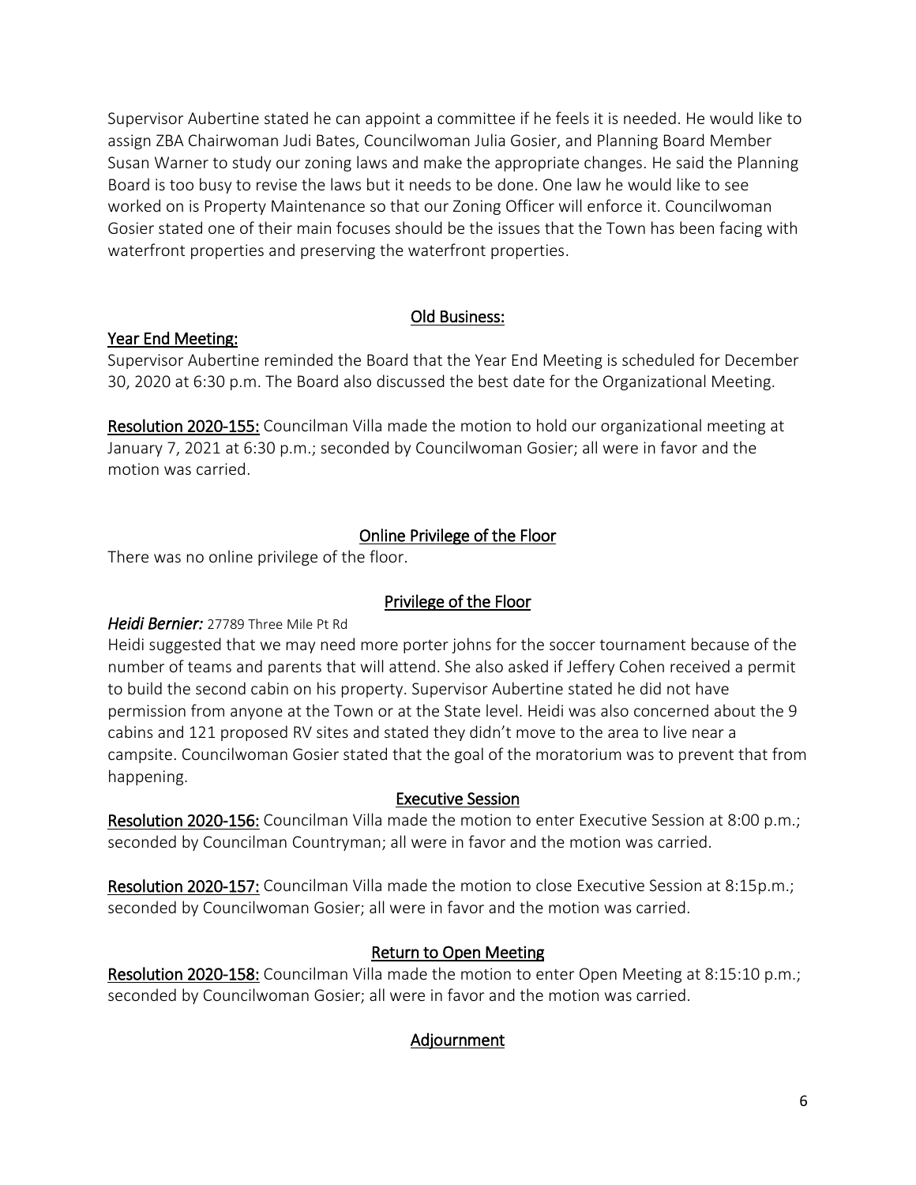Supervisor Aubertine stated he can appoint a committee if he feels it is needed. He would like to assign ZBA Chairwoman Judi Bates, Councilwoman Julia Gosier, and Planning Board Member Susan Warner to study our zoning laws and make the appropriate changes. He said the Planning Board is too busy to revise the laws but it needs to be done. One law he would like to see worked on is Property Maintenance so that our Zoning Officer will enforce it. Councilwoman Gosier stated one of their main focuses should be the issues that the Town has been facing with waterfront properties and preserving the waterfront properties.

## Old Business:

### Year End Meeting:

Supervisor Aubertine reminded the Board that the Year End Meeting is scheduled for December 30, 2020 at 6:30 p.m. The Board also discussed the best date for the Organizational Meeting.

**Resolution 2020-155:** Councilman Villa made the motion to hold our organizational meeting at January 7, 2021 at 6:30 p.m.; seconded by Councilwoman Gosier; all were in favor and the motion was carried.

## Online Privilege of the Floor

There was no online privilege of the floor.

## Privilege of the Floor

***Heidi Bernier:*** 27789 Three Mile Pt Rd

Heidi suggested that we may need more porter johns for the soccer tournament because of the number of teams and parents that will attend. She also asked if Jeffery Cohen received a permit to build the second cabin on his property. Supervisor Aubertine stated he did not have permission from anyone at the Town or at the State level. Heidi was also concerned about the 9 cabins and 121 proposed RV sites and stated they didn't move to the area to live near a campsite. Councilwoman Gosier stated that the goal of the moratorium was to prevent that from happening.

## Executive Session

**Resolution 2020-156:** Councilman Villa made the motion to enter Executive Session at 8:00 p.m.; seconded by Councilman Countryman; all were in favor and the motion was carried.

**Resolution 2020-157:** Councilman Villa made the motion to close Executive Session at 8:15p.m.; seconded by Councilwoman Gosier; all were in favor and the motion was carried.

## Return to Open Meeting

**Resolution 2020-158:** Councilman Villa made the motion to enter Open Meeting at 8:15:10 p.m.; seconded by Councilwoman Gosier; all were in favor and the motion was carried.

## Adjournment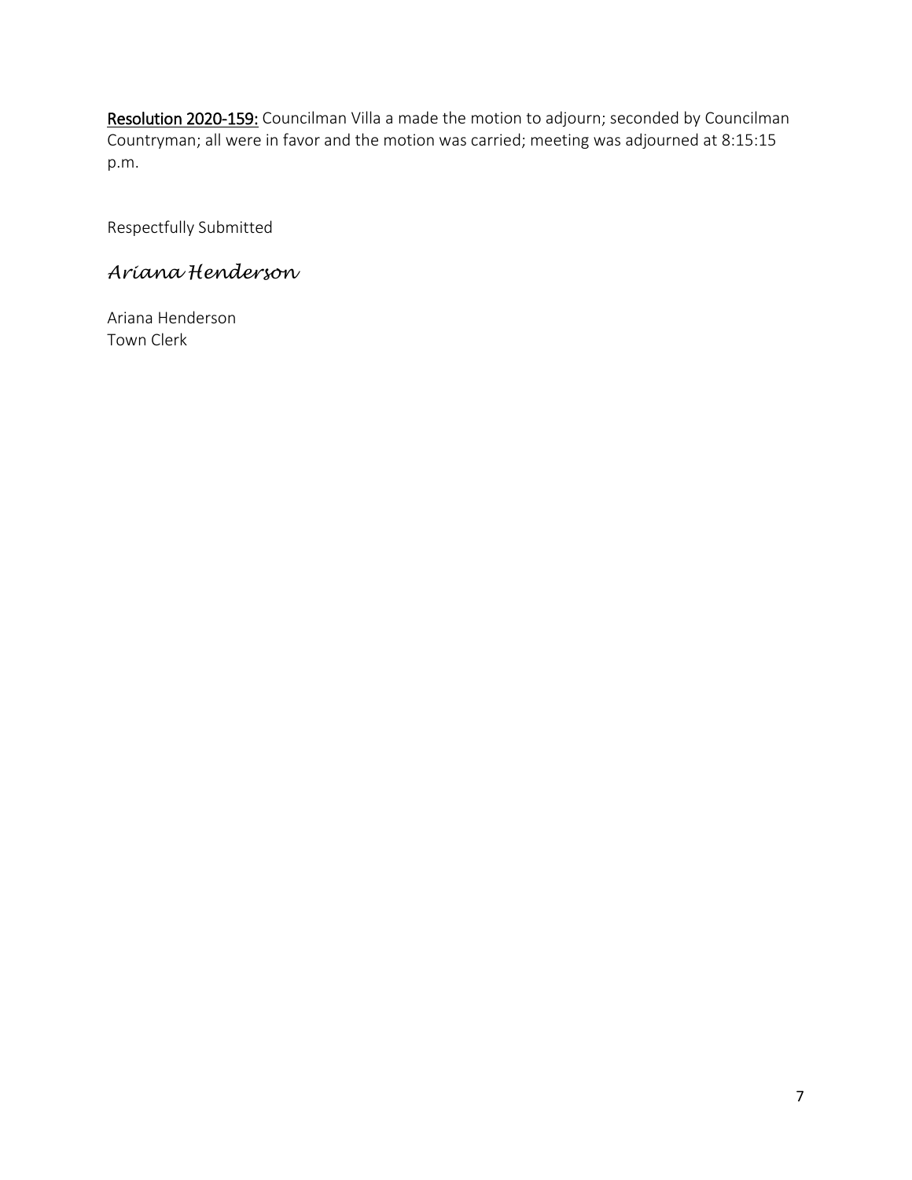**Resolution 2020-159:** Councilman Villa a made the motion to adjourn; seconded by Councilman Countryman; all were in favor and the motion was carried; meeting was adjourned at 8:15:15 p.m.

Respectfully Submitted

*Ariana Henderson*

Ariana Henderson
Town Clerk